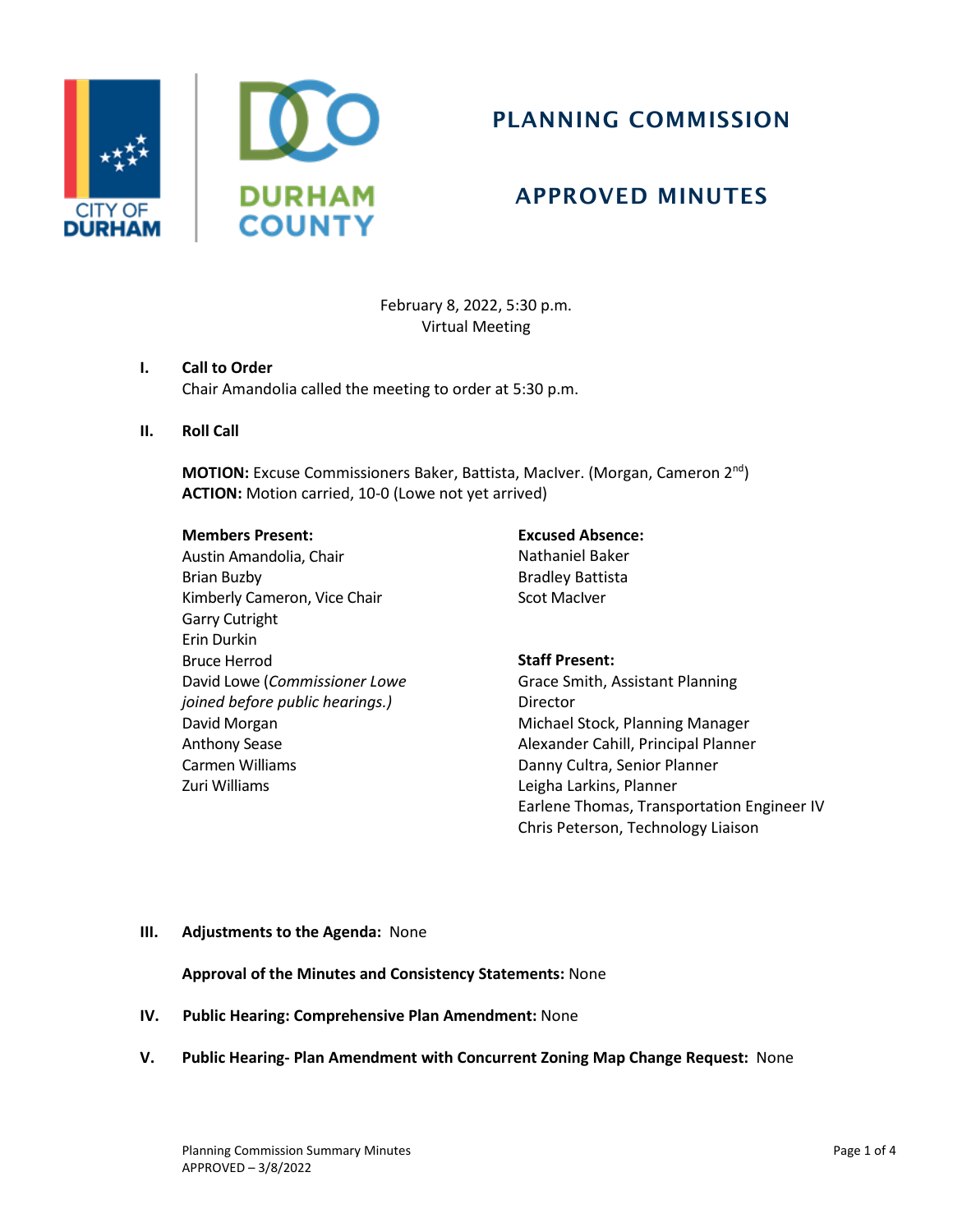# PLANNING COMMISSION

## APPROVED MINUTES

February 8, 2022, 5:30 p.m.
Virtual Meeting

**I. Call to Order**

Chair Amandolia called the meeting to order at 5:30 p.m.

**II. Roll Call**

**MOTION:** Excuse Commissioners Baker, Battista, MacIver. (Morgan, Cameron 2nd)
**ACTION:** Motion carried, 10-0 (Lowe not yet arrived)

**Members Present:**
Austin Amandolia, Chair
Brian Buzby
Kimberly Cameron, Vice Chair
Garry Cutright
Erin Durkin
Bruce Herrod
David Lowe (*Commissioner Lowe joined before public hearings.)*
David Morgan
Anthony Sease
Carmen Williams
Zuri Williams

**Excused Absence:**
Nathaniel Baker
Bradley Battista
Scot MacIver

**Staff Present:**
Grace Smith, Assistant Planning Director
Michael Stock, Planning Manager
Alexander Cahill, Principal Planner
Danny Cultra, Senior Planner
Leigha Larkins, Planner
Earlene Thomas, Transportation Engineer IV
Chris Peterson, Technology Liaison

**III. Adjustments to the Agenda:** None

**Approval of the Minutes and Consistency Statements:** None

**IV. Public Hearing: Comprehensive Plan Amendment:** None

**V. Public Hearing- Plan Amendment with Concurrent Zoning Map Change Request:** None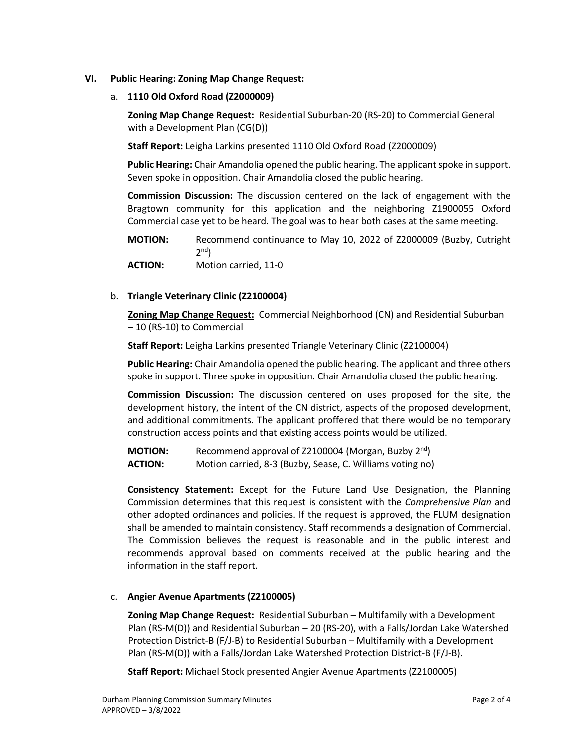## VI. Public Hearing: Zoning Map Change Request:

### a. 1110 Old Oxford Road (Z2000009)

**Zoning Map Change Request:** Residential Suburban-20 (RS-20) to Commercial General with a Development Plan (CG(D))

**Staff Report:** Leigha Larkins presented 1110 Old Oxford Road (Z2000009)

**Public Hearing:** Chair Amandolia opened the public hearing. The applicant spoke in support. Seven spoke in opposition. Chair Amandolia closed the public hearing.

**Commission Discussion:** The discussion centered on the lack of engagement with the Bragtown community for this application and the neighboring Z1900055 Oxford Commercial case yet to be heard. The goal was to hear both cases at the same meeting.

**MOTION:** Recommend continuance to May 10, 2022 of Z2000009 (Buzby, Cutright 2nd)

**ACTION:** Motion carried, 11-0

### b. Triangle Veterinary Clinic (Z2100004)

**Zoning Map Change Request:** Commercial Neighborhood (CN) and Residential Suburban – 10 (RS-10) to Commercial

**Staff Report:** Leigha Larkins presented Triangle Veterinary Clinic (Z2100004)

**Public Hearing:** Chair Amandolia opened the public hearing. The applicant and three others spoke in support. Three spoke in opposition. Chair Amandolia closed the public hearing.

**Commission Discussion:** The discussion centered on uses proposed for the site, the development history, the intent of the CN district, aspects of the proposed development, and additional commitments. The applicant proffered that there would be no temporary construction access points and that existing access points would be utilized.

**MOTION:** Recommend approval of Z2100004 (Morgan, Buzby 2nd)

**ACTION:** Motion carried, 8-3 (Buzby, Sease, C. Williams voting no)

**Consistency Statement:** Except for the Future Land Use Designation, the Planning Commission determines that this request is consistent with the *Comprehensive Plan* and other adopted ordinances and policies. If the request is approved, the FLUM designation shall be amended to maintain consistency. Staff recommends a designation of Commercial. The Commission believes the request is reasonable and in the public interest and recommends approval based on comments received at the public hearing and the information in the staff report.

### c. Angier Avenue Apartments (Z2100005)

**Zoning Map Change Request:** Residential Suburban – Multifamily with a Development Plan (RS-M(D)) and Residential Suburban – 20 (RS-20), with a Falls/Jordan Lake Watershed Protection District-B (F/J-B) to Residential Suburban – Multifamily with a Development Plan (RS-M(D)) with a Falls/Jordan Lake Watershed Protection District-B (F/J-B).

**Staff Report:** Michael Stock presented Angier Avenue Apartments (Z2100005)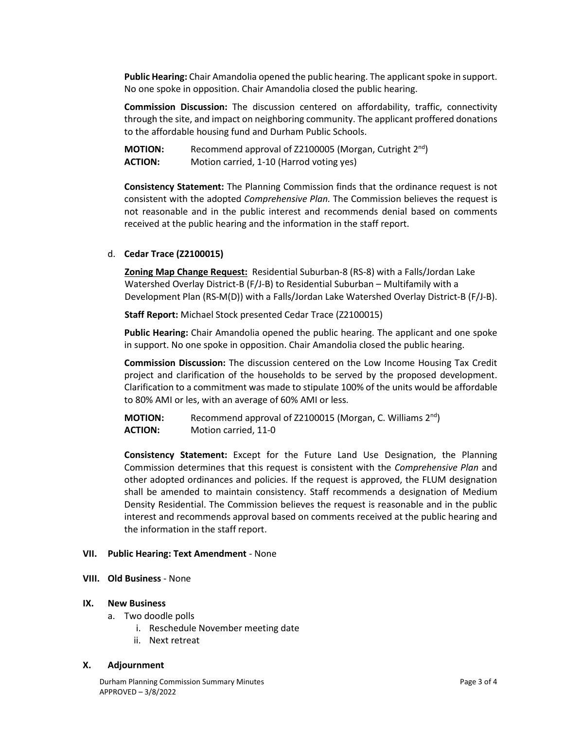**Public Hearing:** Chair Amandolia opened the public hearing. The applicant spoke in support. No one spoke in opposition. Chair Amandolia closed the public hearing.

**Commission Discussion:** The discussion centered on affordability, traffic, connectivity through the site, and impact on neighboring community. The applicant proffered donations to the affordable housing fund and Durham Public Schools.

**MOTION:** Recommend approval of Z2100005 (Morgan, Cutright 2nd)
**ACTION:** Motion carried, 1-10 (Harrod voting yes)

**Consistency Statement:** The Planning Commission finds that the ordinance request is not consistent with the adopted *Comprehensive Plan.* The Commission believes the request is not reasonable and in the public interest and recommends denial based on comments received at the public hearing and the information in the staff report.

d. **Cedar Trace (Z2100015)**

**Zoning Map Change Request:** Residential Suburban-8 (RS-8) with a Falls/Jordan Lake Watershed Overlay District-B (F/J-B) to Residential Suburban – Multifamily with a Development Plan (RS-M(D)) with a Falls/Jordan Lake Watershed Overlay District-B (F/J-B).

**Staff Report:** Michael Stock presented Cedar Trace (Z2100015)

**Public Hearing:** Chair Amandolia opened the public hearing. The applicant and one spoke in support. No one spoke in opposition. Chair Amandolia closed the public hearing.

**Commission Discussion:** The discussion centered on the Low Income Housing Tax Credit project and clarification of the households to be served by the proposed development. Clarification to a commitment was made to stipulate 100% of the units would be affordable to 80% AMI or les, with an average of 60% AMI or less.

**MOTION:** Recommend approval of Z2100015 (Morgan, C. Williams 2nd)
**ACTION:** Motion carried, 11-0

**Consistency Statement:** Except for the Future Land Use Designation, the Planning Commission determines that this request is consistent with the *Comprehensive Plan* and other adopted ordinances and policies. If the request is approved, the FLUM designation shall be amended to maintain consistency. Staff recommends a designation of Medium Density Residential. The Commission believes the request is reasonable and in the public interest and recommends approval based on comments received at the public hearing and the information in the staff report.

## VII. Public Hearing: Text Amendment - None

## VIII. Old Business - None

## IX. New Business

a. Two doodle polls
   i. Reschedule November meeting date
   ii. Next retreat

## X. Adjournment

Durham Planning Commission Summary Minutes
APPROVED – 3/8/2022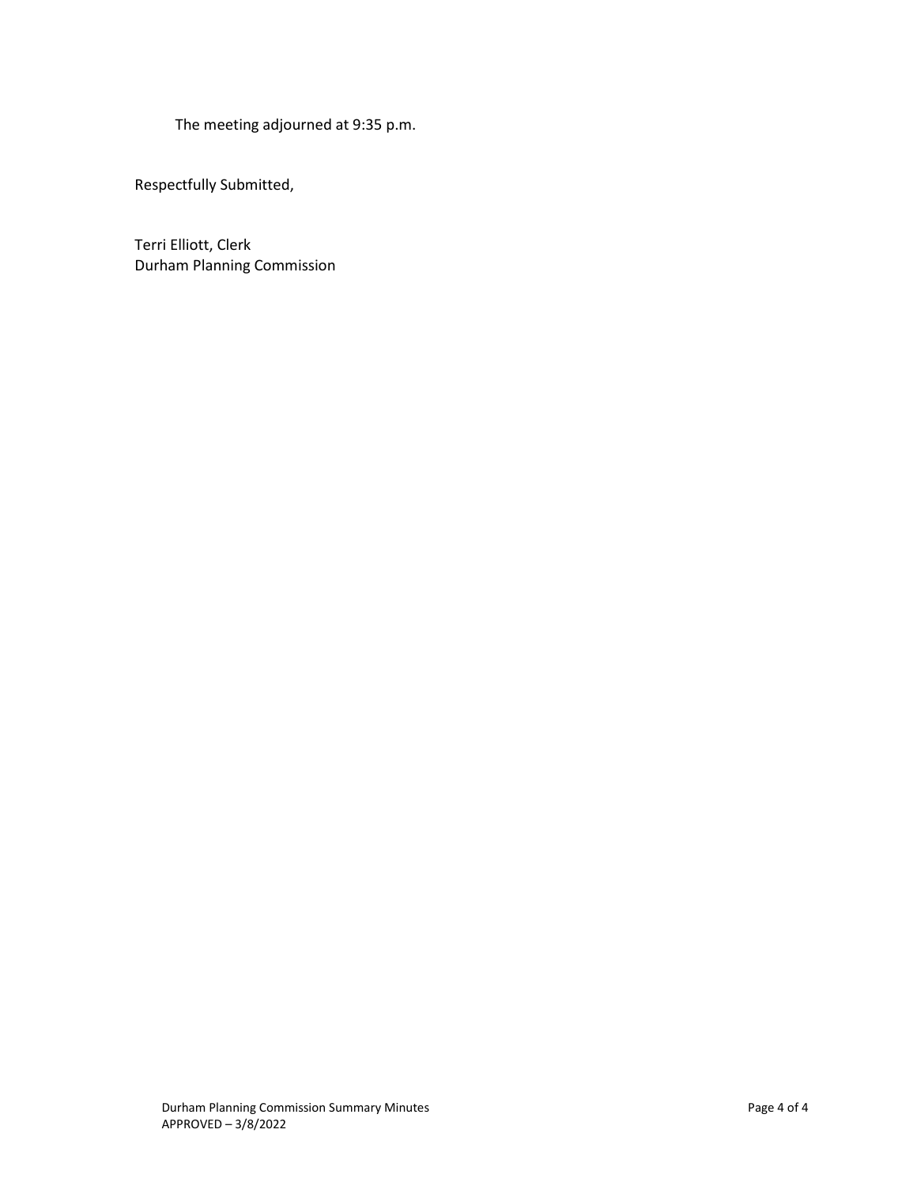The meeting adjourned at 9:35 p.m.

Respectfully Submitted,

Terri Elliott, Clerk
Durham Planning Commission